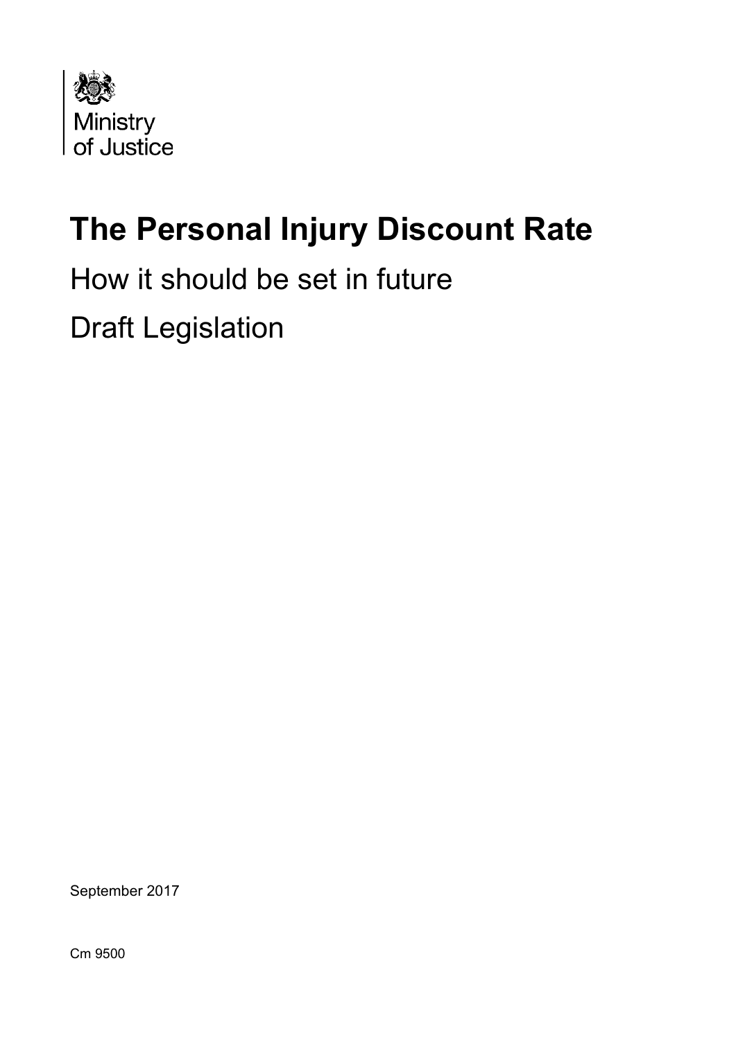Ministry
of Justice

# The Personal Injury Discount Rate

How it should be set in future

Draft Legislation

September 2017

Cm 9500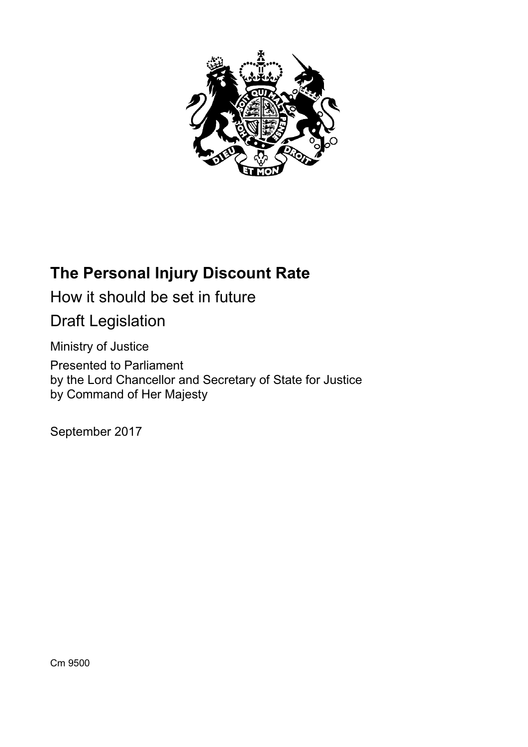# The Personal Injury Discount Rate

How it should be set in future

Draft Legislation

Ministry of Justice

Presented to Parliament
by the Lord Chancellor and Secretary of State for Justice
by Command of Her Majesty

September 2017

Cm 9500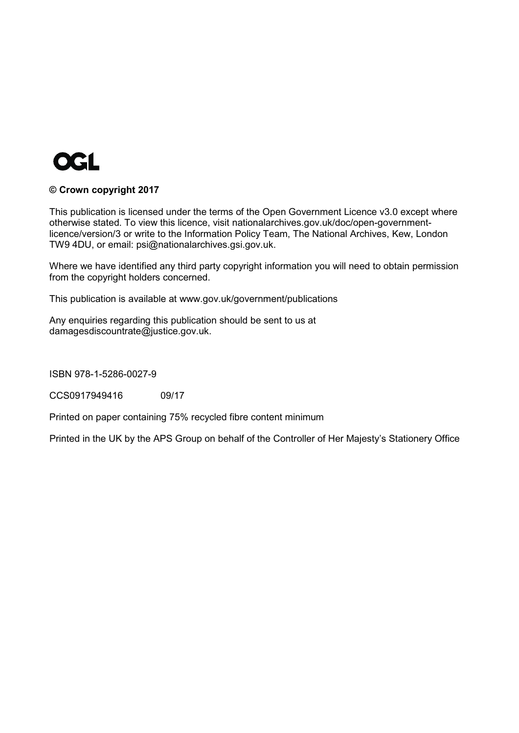OGL

**© Crown copyright 2017**

This publication is licensed under the terms of the Open Government Licence v3.0 except where otherwise stated. To view this licence, visit nationalarchives.gov.uk/doc/open-government-licence/version/3 or write to the Information Policy Team, The National Archives, Kew, London TW9 4DU, or email: psi@nationalarchives.gsi.gov.uk.

Where we have identified any third party copyright information you will need to obtain permission from the copyright holders concerned.

This publication is available at www.gov.uk/government/publications

Any enquiries regarding this publication should be sent to us at damagesdiscountrate@justice.gov.uk.

ISBN 978-1-5286-0027-9

CCS0917949416 09/17

Printed on paper containing 75% recycled fibre content minimum

Printed in the UK by the APS Group on behalf of the Controller of Her Majesty's Stationery Office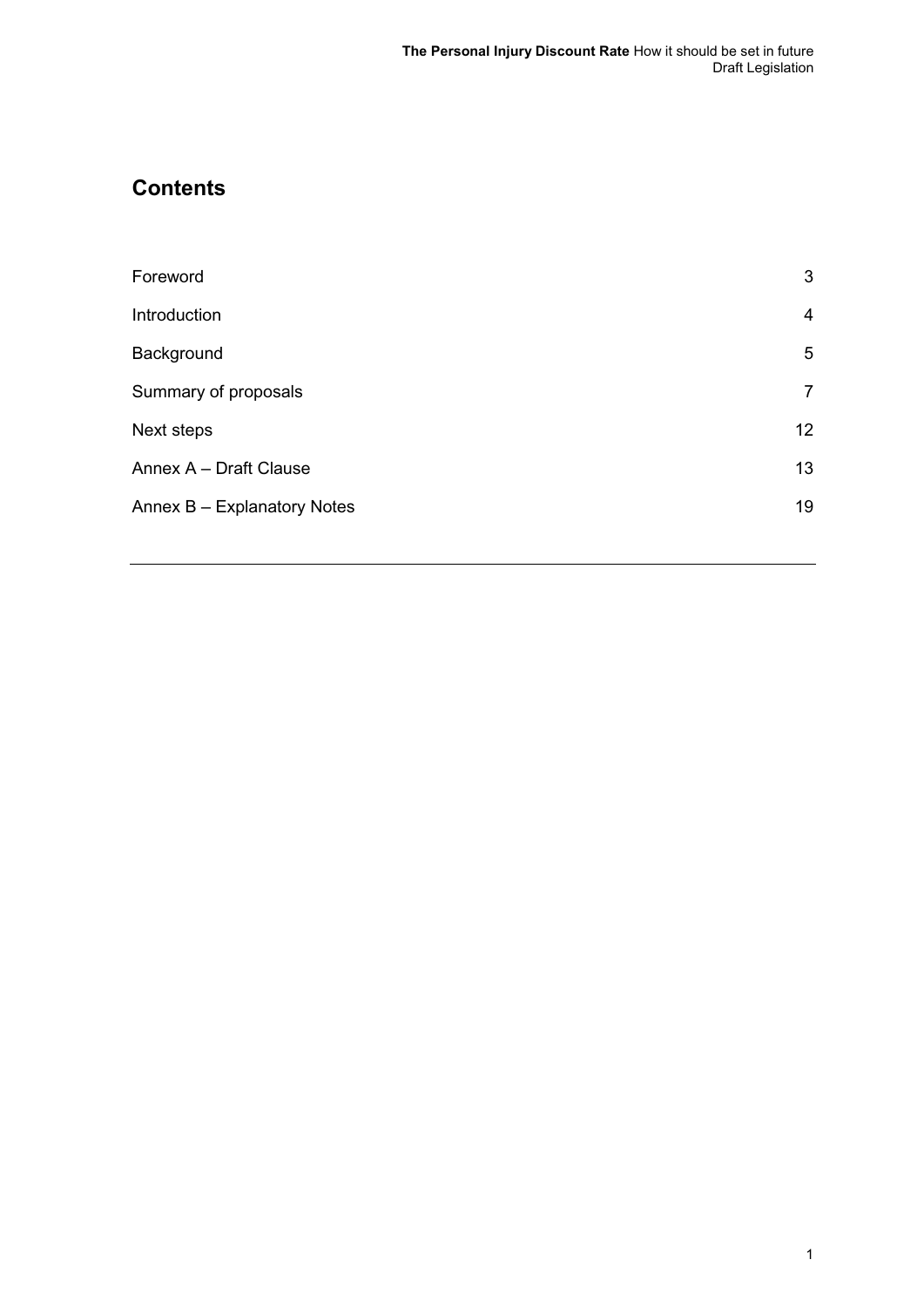## Contents

| | |
|---|---|
| Foreword | 3 |
| Introduction | 4 |
| Background | 5 |
| Summary of proposals | 7 |
| Next steps | 12 |
| Annex A – Draft Clause | 13 |
| Annex B – Explanatory Notes | 19 |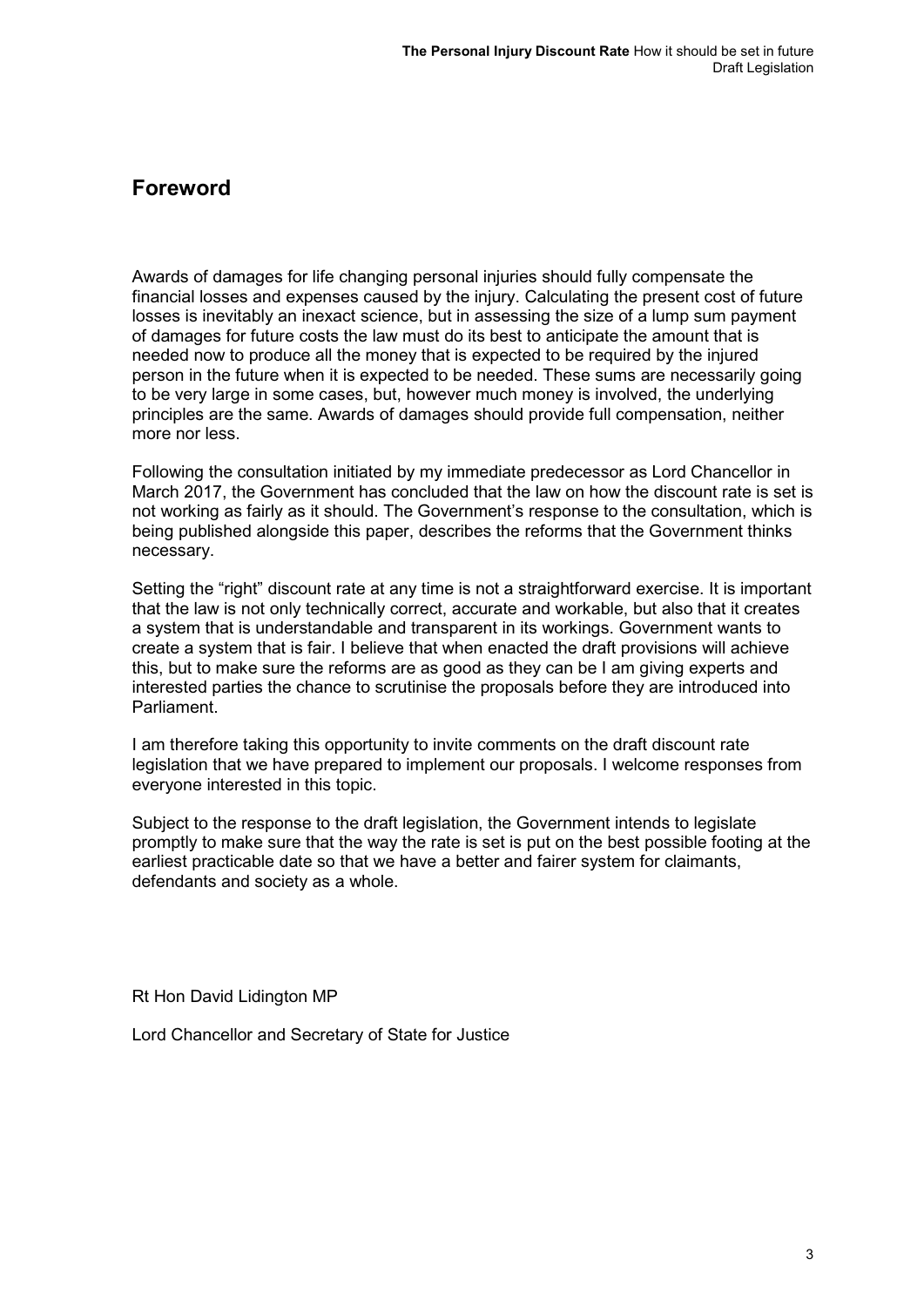## Foreword

Awards of damages for life changing personal injuries should fully compensate the financial losses and expenses caused by the injury. Calculating the present cost of future losses is inevitably an inexact science, but in assessing the size of a lump sum payment of damages for future costs the law must do its best to anticipate the amount that is needed now to produce all the money that is expected to be required by the injured person in the future when it is expected to be needed. These sums are necessarily going to be very large in some cases, but, however much money is involved, the underlying principles are the same. Awards of damages should provide full compensation, neither more nor less.

Following the consultation initiated by my immediate predecessor as Lord Chancellor in March 2017, the Government has concluded that the law on how the discount rate is set is not working as fairly as it should. The Government's response to the consultation, which is being published alongside this paper, describes the reforms that the Government thinks necessary.

Setting the "right" discount rate at any time is not a straightforward exercise. It is important that the law is not only technically correct, accurate and workable, but also that it creates a system that is understandable and transparent in its workings. Government wants to create a system that is fair. I believe that when enacted the draft provisions will achieve this, but to make sure the reforms are as good as they can be I am giving experts and interested parties the chance to scrutinise the proposals before they are introduced into Parliament.

I am therefore taking this opportunity to invite comments on the draft discount rate legislation that we have prepared to implement our proposals. I welcome responses from everyone interested in this topic.

Subject to the response to the draft legislation, the Government intends to legislate promptly to make sure that the way the rate is set is put on the best possible footing at the earliest practicable date so that we have a better and fairer system for claimants, defendants and society as a whole.

Rt Hon David Lidington MP

Lord Chancellor and Secretary of State for Justice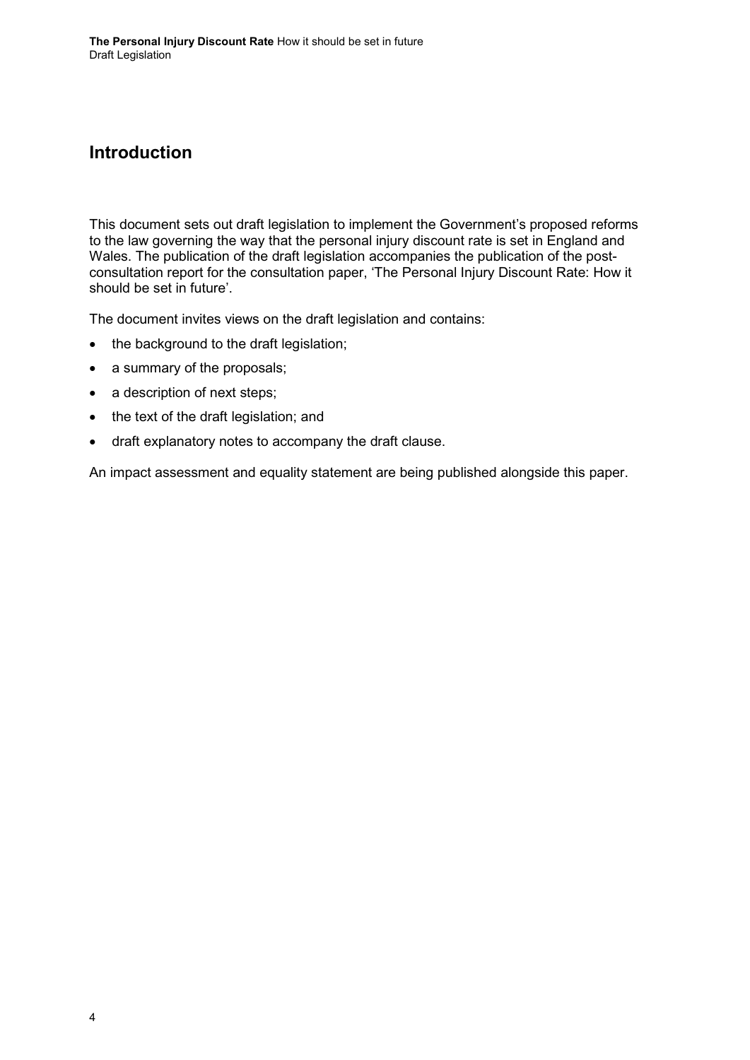## Introduction

This document sets out draft legislation to implement the Government's proposed reforms to the law governing the way that the personal injury discount rate is set in England and Wales. The publication of the draft legislation accompanies the publication of the post-consultation report for the consultation paper, 'The Personal Injury Discount Rate: How it should be set in future'.

The document invites views on the draft legislation and contains:

- the background to the draft legislation;
- a summary of the proposals;
- a description of next steps;
- the text of the draft legislation; and
- draft explanatory notes to accompany the draft clause.

An impact assessment and equality statement are being published alongside this paper.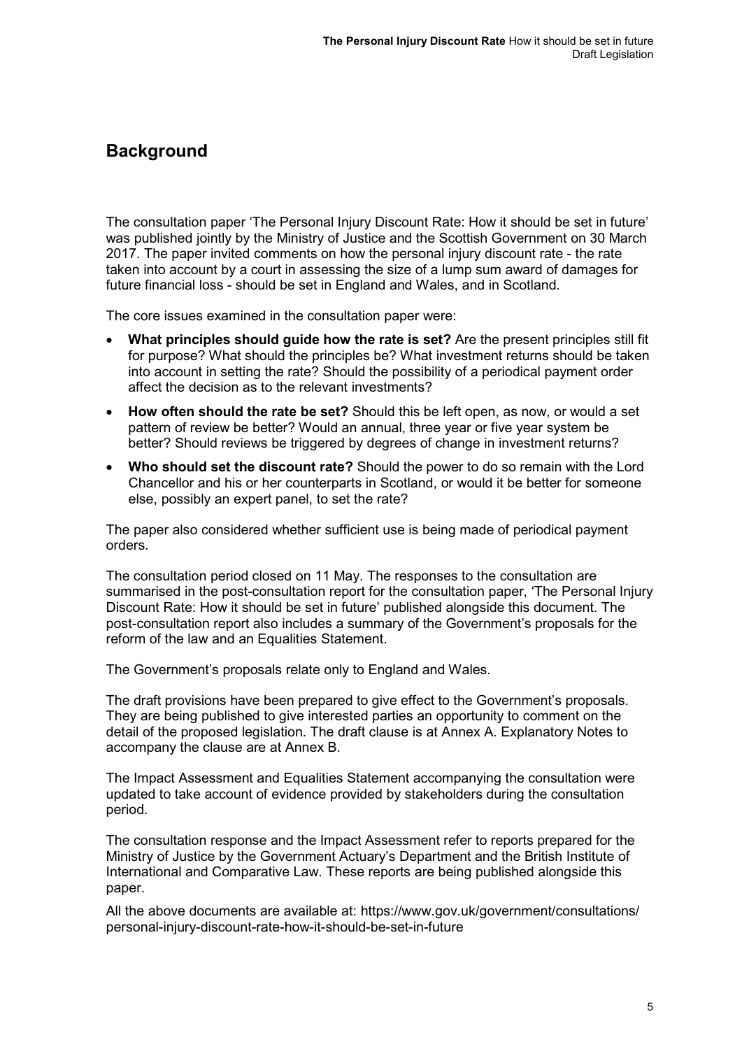## Background

The consultation paper 'The Personal Injury Discount Rate: How it should be set in future' was published jointly by the Ministry of Justice and the Scottish Government on 30 March 2017. The paper invited comments on how the personal injury discount rate - the rate taken into account by a court in assessing the size of a lump sum award of damages for future financial loss - should be set in England and Wales, and in Scotland.

The core issues examined in the consultation paper were:

- **What principles should guide how the rate is set?** Are the present principles still fit for purpose? What should the principles be? What investment returns should be taken into account in setting the rate? Should the possibility of a periodical payment order affect the decision as to the relevant investments?
- **How often should the rate be set?** Should this be left open, as now, or would a set pattern of review be better? Would an annual, three year or five year system be better? Should reviews be triggered by degrees of change in investment returns?
- **Who should set the discount rate?** Should the power to do so remain with the Lord Chancellor and his or her counterparts in Scotland, or would it be better for someone else, possibly an expert panel, to set the rate?

The paper also considered whether sufficient use is being made of periodical payment orders.

The consultation period closed on 11 May. The responses to the consultation are summarised in the post-consultation report for the consultation paper, 'The Personal Injury Discount Rate: How it should be set in future' published alongside this document. The post-consultation report also includes a summary of the Government's proposals for the reform of the law and an Equalities Statement.

The Government's proposals relate only to England and Wales.

The draft provisions have been prepared to give effect to the Government's proposals. They are being published to give interested parties an opportunity to comment on the detail of the proposed legislation. The draft clause is at Annex A. Explanatory Notes to accompany the clause are at Annex B.

The Impact Assessment and Equalities Statement accompanying the consultation were updated to take account of evidence provided by stakeholders during the consultation period.

The consultation response and the Impact Assessment refer to reports prepared for the Ministry of Justice by the Government Actuary's Department and the British Institute of International and Comparative Law. These reports are being published alongside this paper.

All the above documents are available at: https://www.gov.uk/government/consultations/personal-injury-discount-rate-how-it-should-be-set-in-future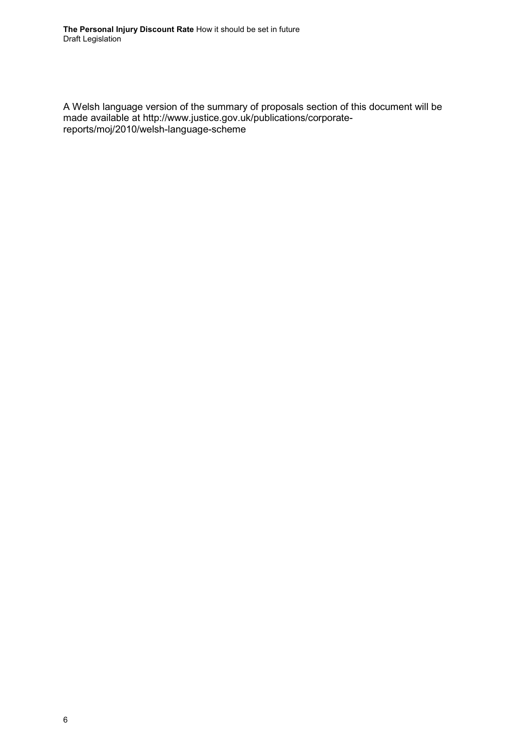A Welsh language version of the summary of proposals section of this document will be made available at http://www.justice.gov.uk/publications/corporate-reports/moj/2010/welsh-language-scheme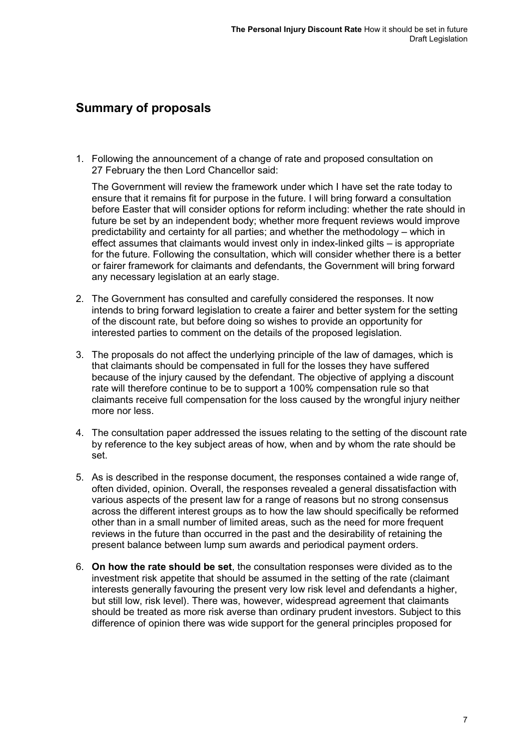## Summary of proposals

1. Following the announcement of a change of rate and proposed consultation on 27 February the then Lord Chancellor said:

   The Government will review the framework under which I have set the rate today to ensure that it remains fit for purpose in the future. I will bring forward a consultation before Easter that will consider options for reform including: whether the rate should in future be set by an independent body; whether more frequent reviews would improve predictability and certainty for all parties; and whether the methodology – which in effect assumes that claimants would invest only in index-linked gilts – is appropriate for the future. Following the consultation, which will consider whether there is a better or fairer framework for claimants and defendants, the Government will bring forward any necessary legislation at an early stage.

2. The Government has consulted and carefully considered the responses. It now intends to bring forward legislation to create a fairer and better system for the setting of the discount rate, but before doing so wishes to provide an opportunity for interested parties to comment on the details of the proposed legislation.

3. The proposals do not affect the underlying principle of the law of damages, which is that claimants should be compensated in full for the losses they have suffered because of the injury caused by the defendant. The objective of applying a discount rate will therefore continue to be to support a 100% compensation rule so that claimants receive full compensation for the loss caused by the wrongful injury neither more nor less.

4. The consultation paper addressed the issues relating to the setting of the discount rate by reference to the key subject areas of how, when and by whom the rate should be set.

5. As is described in the response document, the responses contained a wide range of, often divided, opinion. Overall, the responses revealed a general dissatisfaction with various aspects of the present law for a range of reasons but no strong consensus across the different interest groups as to how the law should specifically be reformed other than in a small number of limited areas, such as the need for more frequent reviews in the future than occurred in the past and the desirability of retaining the present balance between lump sum awards and periodical payment orders.

6. **On how the rate should be set**, the consultation responses were divided as to the investment risk appetite that should be assumed in the setting of the rate (claimant interests generally favouring the present very low risk level and defendants a higher, but still low, risk level). There was, however, widespread agreement that claimants should be treated as more risk averse than ordinary prudent investors. Subject to this difference of opinion there was wide support for the general principles proposed for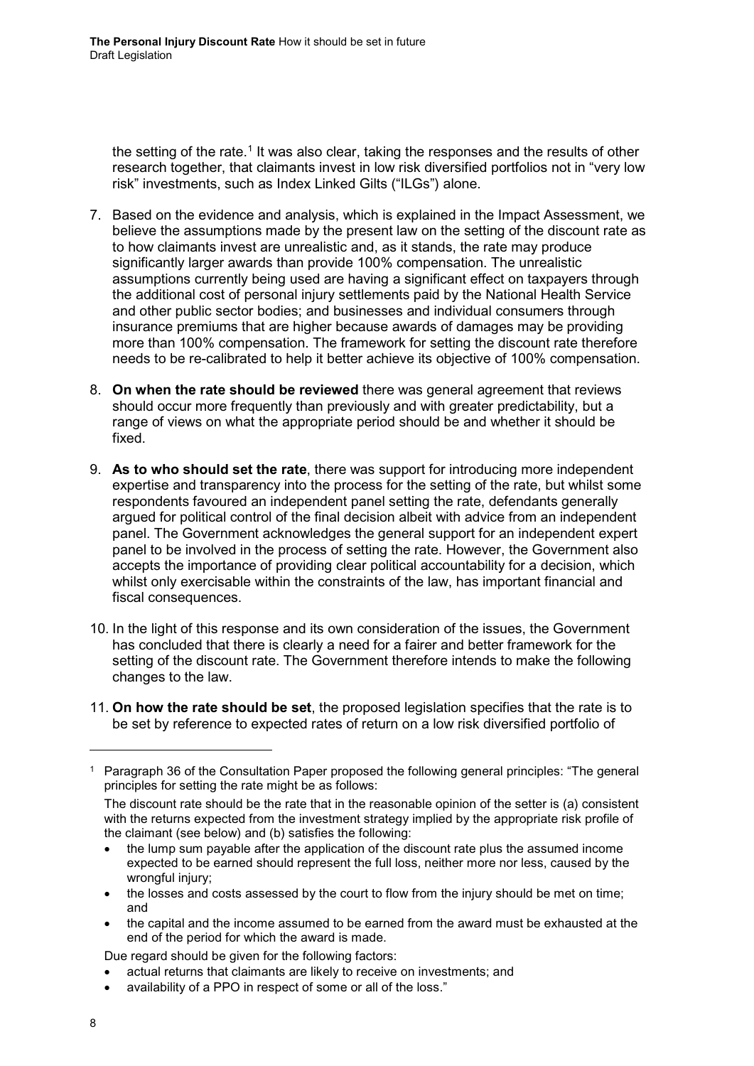the setting of the rate.[1] It was also clear, taking the responses and the results of other research together, that claimants invest in low risk diversified portfolios not in "very low risk" investments, such as Index Linked Gilts ("ILGs") alone.

7. Based on the evidence and analysis, which is explained in the Impact Assessment, we believe the assumptions made by the present law on the setting of the discount rate as to how claimants invest are unrealistic and, as it stands, the rate may produce significantly larger awards than provide 100% compensation. The unrealistic assumptions currently being used are having a significant effect on taxpayers through the additional cost of personal injury settlements paid by the National Health Service and other public sector bodies; and businesses and individual consumers through insurance premiums that are higher because awards of damages may be providing more than 100% compensation. The framework for setting the discount rate therefore needs to be re-calibrated to help it better achieve its objective of 100% compensation.

8. **On when the rate should be reviewed** there was general agreement that reviews should occur more frequently than previously and with greater predictability, but a range of views on what the appropriate period should be and whether it should be fixed.

9. **As to who should set the rate**, there was support for introducing more independent expertise and transparency into the process for the setting of the rate, but whilst some respondents favoured an independent panel setting the rate, defendants generally argued for political control of the final decision albeit with advice from an independent panel. The Government acknowledges the general support for an independent expert panel to be involved in the process of setting the rate. However, the Government also accepts the importance of providing clear political accountability for a decision, which whilst only exercisable within the constraints of the law, has important financial and fiscal consequences.

10. In the light of this response and its own consideration of the issues, the Government has concluded that there is clearly a need for a fairer and better framework for the setting of the discount rate. The Government therefore intends to make the following changes to the law.

11. **On how the rate should be set**, the proposed legislation specifies that the rate is to be set by reference to expected rates of return on a low risk diversified portfolio of

---

[1] Paragraph 36 of the Consultation Paper proposed the following general principles: "The general principles for setting the rate might be as follows:

The discount rate should be the rate that in the reasonable opinion of the setter is (a) consistent with the returns expected from the investment strategy implied by the appropriate risk profile of the claimant (see below) and (b) satisfies the following:

- the lump sum payable after the application of the discount rate plus the assumed income expected to be earned should represent the full loss, neither more nor less, caused by the wrongful injury;
- the losses and costs assessed by the court to flow from the injury should be met on time; and
- the capital and the income assumed to be earned from the award must be exhausted at the end of the period for which the award is made.

Due regard should be given for the following factors:

- actual returns that claimants are likely to receive on investments; and
- availability of a PPO in respect of some or all of the loss."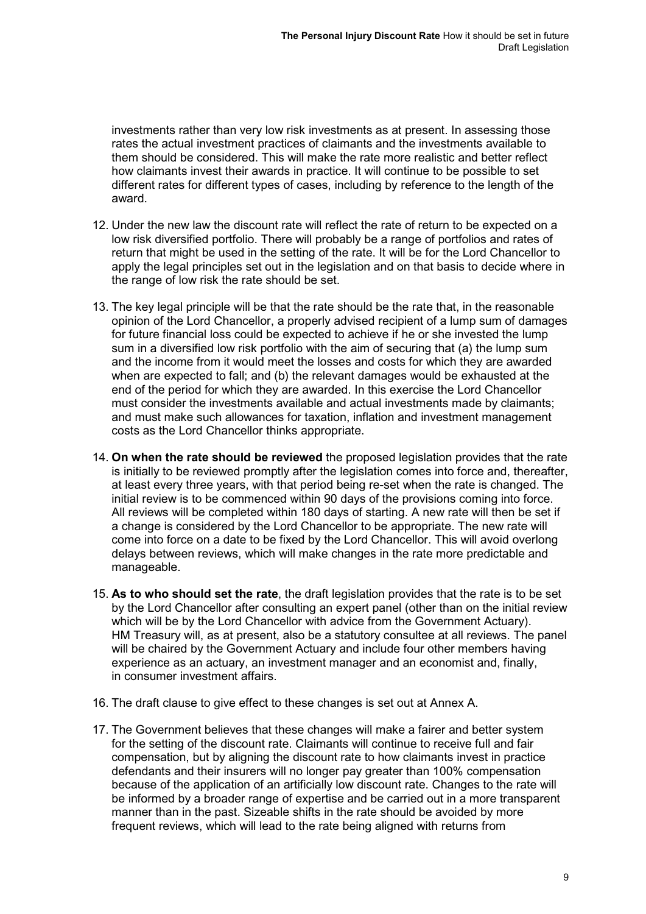investments rather than very low risk investments as at present. In assessing those rates the actual investment practices of claimants and the investments available to them should be considered. This will make the rate more realistic and better reflect how claimants invest their awards in practice. It will continue to be possible to set different rates for different types of cases, including by reference to the length of the award.

12. Under the new law the discount rate will reflect the rate of return to be expected on a low risk diversified portfolio. There will probably be a range of portfolios and rates of return that might be used in the setting of the rate. It will be for the Lord Chancellor to apply the legal principles set out in the legislation and on that basis to decide where in the range of low risk the rate should be set.

13. The key legal principle will be that the rate should be the rate that, in the reasonable opinion of the Lord Chancellor, a properly advised recipient of a lump sum of damages for future financial loss could be expected to achieve if he or she invested the lump sum in a diversified low risk portfolio with the aim of securing that (a) the lump sum and the income from it would meet the losses and costs for which they are awarded when are expected to fall; and (b) the relevant damages would be exhausted at the end of the period for which they are awarded. In this exercise the Lord Chancellor must consider the investments available and actual investments made by claimants; and must make such allowances for taxation, inflation and investment management costs as the Lord Chancellor thinks appropriate.

14. **On when the rate should be reviewed** the proposed legislation provides that the rate is initially to be reviewed promptly after the legislation comes into force and, thereafter, at least every three years, with that period being re-set when the rate is changed. The initial review is to be commenced within 90 days of the provisions coming into force. All reviews will be completed within 180 days of starting. A new rate will then be set if a change is considered by the Lord Chancellor to be appropriate. The new rate will come into force on a date to be fixed by the Lord Chancellor. This will avoid overlong delays between reviews, which will make changes in the rate more predictable and manageable.

15. **As to who should set the rate**, the draft legislation provides that the rate is to be set by the Lord Chancellor after consulting an expert panel (other than on the initial review which will be by the Lord Chancellor with advice from the Government Actuary). HM Treasury will, as at present, also be a statutory consultee at all reviews. The panel will be chaired by the Government Actuary and include four other members having experience as an actuary, an investment manager and an economist and, finally, in consumer investment affairs.

16. The draft clause to give effect to these changes is set out at Annex A.

17. The Government believes that these changes will make a fairer and better system for the setting of the discount rate. Claimants will continue to receive full and fair compensation, but by aligning the discount rate to how claimants invest in practice defendants and their insurers will no longer pay greater than 100% compensation because of the application of an artificially low discount rate. Changes to the rate will be informed by a broader range of expertise and be carried out in a more transparent manner than in the past. Sizeable shifts in the rate should be avoided by more frequent reviews, which will lead to the rate being aligned with returns from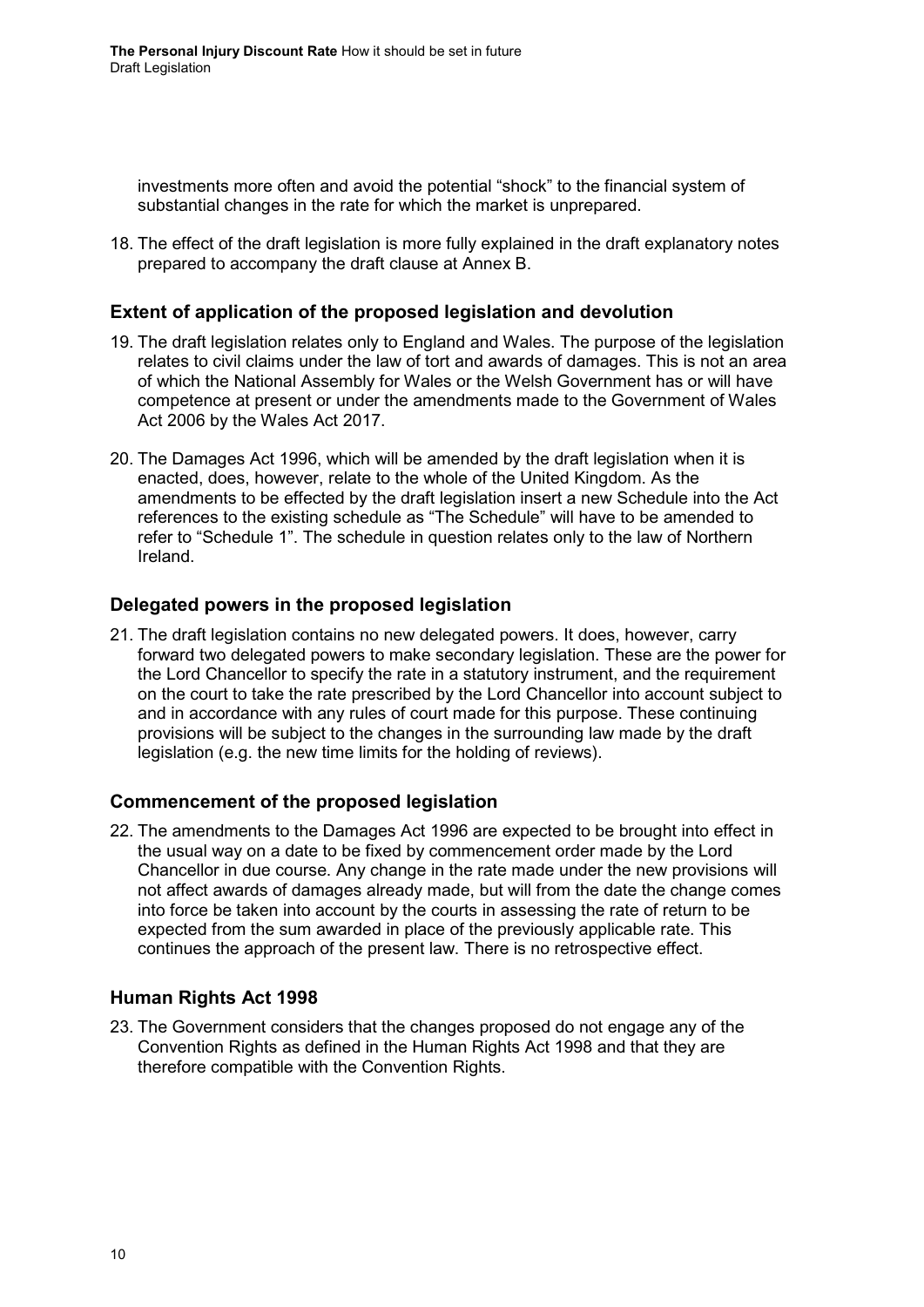investments more often and avoid the potential "shock" to the financial system of substantial changes in the rate for which the market is unprepared.

18. The effect of the draft legislation is more fully explained in the draft explanatory notes prepared to accompany the draft clause at Annex B.

## Extent of application of the proposed legislation and devolution

19. The draft legislation relates only to England and Wales. The purpose of the legislation relates to civil claims under the law of tort and awards of damages. This is not an area of which the National Assembly for Wales or the Welsh Government has or will have competence at present or under the amendments made to the Government of Wales Act 2006 by the Wales Act 2017.

20. The Damages Act 1996, which will be amended by the draft legislation when it is enacted, does, however, relate to the whole of the United Kingdom. As the amendments to be effected by the draft legislation insert a new Schedule into the Act references to the existing schedule as "The Schedule" will have to be amended to refer to "Schedule 1". The schedule in question relates only to the law of Northern Ireland.

## Delegated powers in the proposed legislation

21. The draft legislation contains no new delegated powers. It does, however, carry forward two delegated powers to make secondary legislation. These are the power for the Lord Chancellor to specify the rate in a statutory instrument, and the requirement on the court to take the rate prescribed by the Lord Chancellor into account subject to and in accordance with any rules of court made for this purpose. These continuing provisions will be subject to the changes in the surrounding law made by the draft legislation (e.g. the new time limits for the holding of reviews).

## Commencement of the proposed legislation

22. The amendments to the Damages Act 1996 are expected to be brought into effect in the usual way on a date to be fixed by commencement order made by the Lord Chancellor in due course. Any change in the rate made under the new provisions will not affect awards of damages already made, but will from the date the change comes into force be taken into account by the courts in assessing the rate of return to be expected from the sum awarded in place of the previously applicable rate. This continues the approach of the present law. There is no retrospective effect.

## Human Rights Act 1998

23. The Government considers that the changes proposed do not engage any of the Convention Rights as defined in the Human Rights Act 1998 and that they are therefore compatible with the Convention Rights.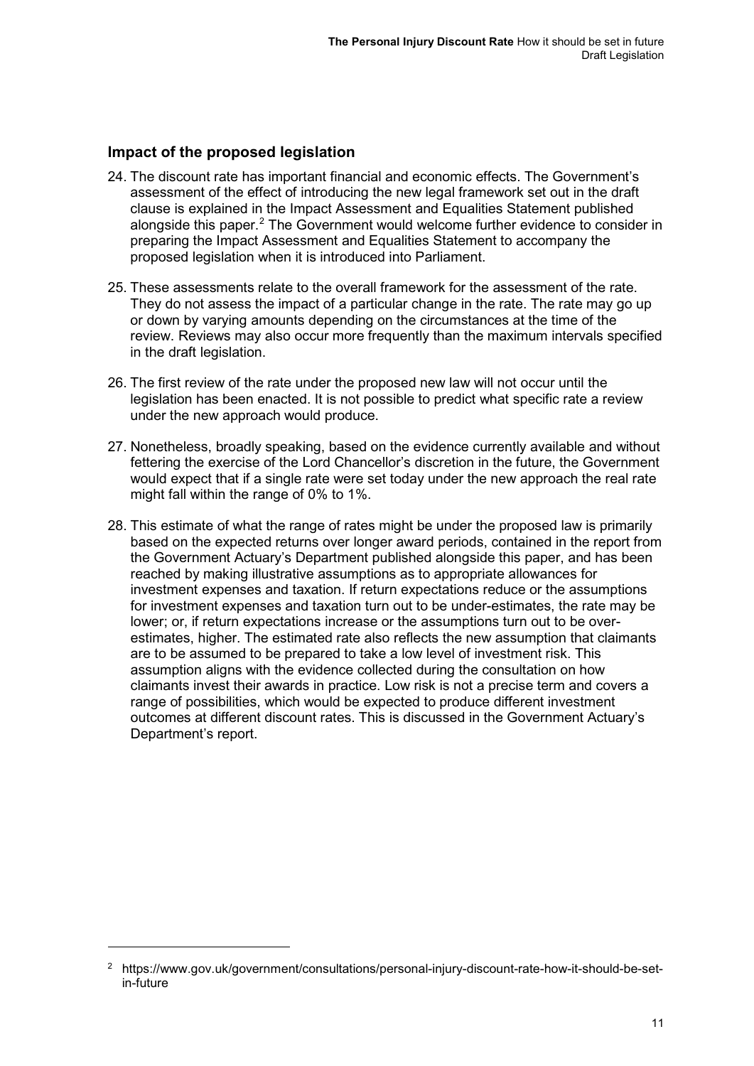## Impact of the proposed legislation

24. The discount rate has important financial and economic effects. The Government's assessment of the effect of introducing the new legal framework set out in the draft clause is explained in the Impact Assessment and Equalities Statement published alongside this paper.[2] The Government would welcome further evidence to consider in preparing the Impact Assessment and Equalities Statement to accompany the proposed legislation when it is introduced into Parliament.

25. These assessments relate to the overall framework for the assessment of the rate. They do not assess the impact of a particular change in the rate. The rate may go up or down by varying amounts depending on the circumstances at the time of the review. Reviews may also occur more frequently than the maximum intervals specified in the draft legislation.

26. The first review of the rate under the proposed new law will not occur until the legislation has been enacted. It is not possible to predict what specific rate a review under the new approach would produce.

27. Nonetheless, broadly speaking, based on the evidence currently available and without fettering the exercise of the Lord Chancellor's discretion in the future, the Government would expect that if a single rate were set today under the new approach the real rate might fall within the range of 0% to 1%.

28. This estimate of what the range of rates might be under the proposed law is primarily based on the expected returns over longer award periods, contained in the report from the Government Actuary's Department published alongside this paper, and has been reached by making illustrative assumptions as to appropriate allowances for investment expenses and taxation. If return expectations reduce or the assumptions for investment expenses and taxation turn out to be under-estimates, the rate may be lower; or, if return expectations increase or the assumptions turn out to be over-estimates, higher. The estimated rate also reflects the new assumption that claimants are to be assumed to be prepared to take a low level of investment risk. This assumption aligns with the evidence collected during the consultation on how claimants invest their awards in practice. Low risk is not a precise term and covers a range of possibilities, which would be expected to produce different investment outcomes at different discount rates. This is discussed in the Government Actuary's Department's report.

---

[2] https://www.gov.uk/government/consultations/personal-injury-discount-rate-how-it-should-be-set-in-future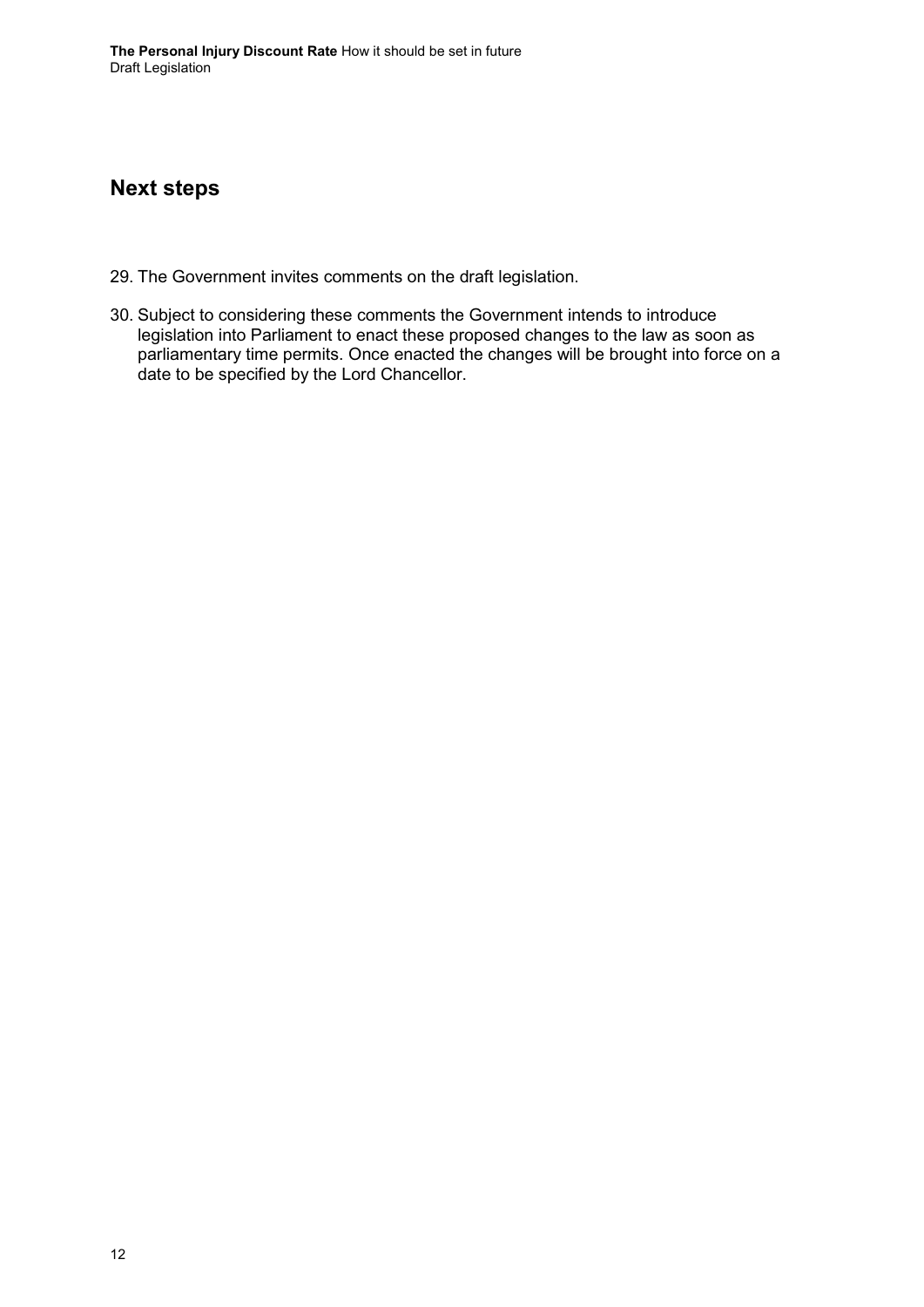## Next steps

29. The Government invites comments on the draft legislation.
30. Subject to considering these comments the Government intends to introduce legislation into Parliament to enact these proposed changes to the law as soon as parliamentary time permits. Once enacted the changes will be brought into force on a date to be specified by the Lord Chancellor.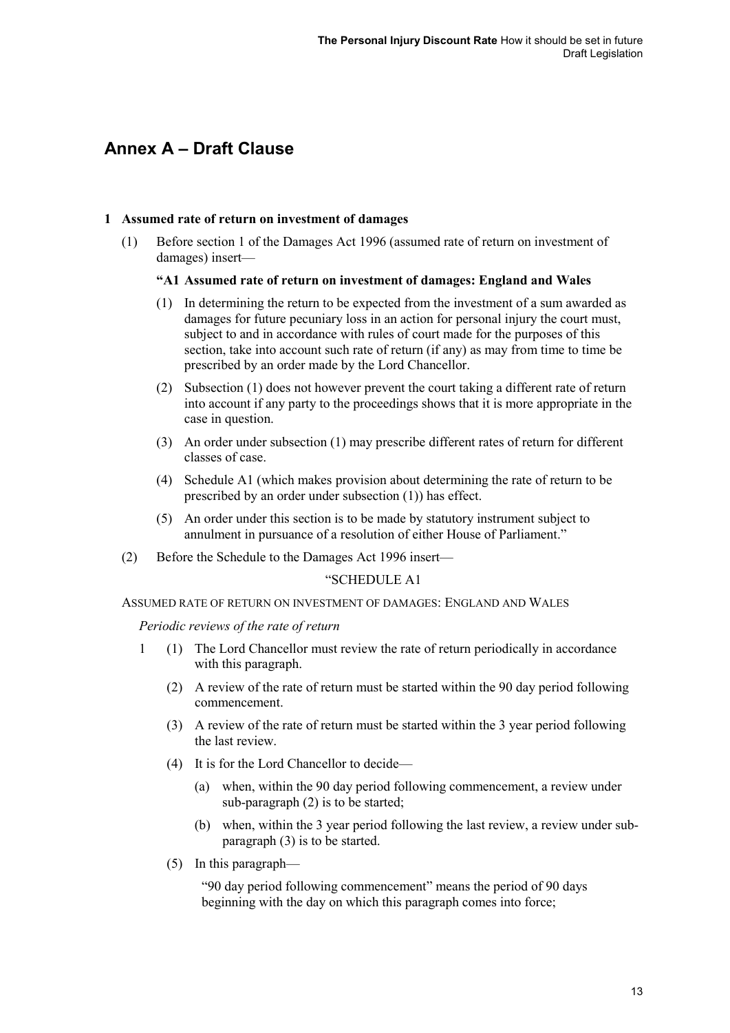## Annex A – Draft Clause

**1 Assumed rate of return on investment of damages**

(1) Before section 1 of the Damages Act 1996 (assumed rate of return on investment of damages) insert—

**"A1 Assumed rate of return on investment of damages: England and Wales**

(1) In determining the return to be expected from the investment of a sum awarded as damages for future pecuniary loss in an action for personal injury the court must, subject to and in accordance with rules of court made for the purposes of this section, take into account such rate of return (if any) as may from time to time be prescribed by an order made by the Lord Chancellor.

(2) Subsection (1) does not however prevent the court taking a different rate of return into account if any party to the proceedings shows that it is more appropriate in the case in question.

(3) An order under subsection (1) may prescribe different rates of return for different classes of case.

(4) Schedule A1 (which makes provision about determining the rate of return to be prescribed by an order under subsection (1)) has effect.

(5) An order under this section is to be made by statutory instrument subject to annulment in pursuance of a resolution of either House of Parliament."

(2) Before the Schedule to the Damages Act 1996 insert—

"SCHEDULE A1

ASSUMED RATE OF RETURN ON INVESTMENT OF DAMAGES: ENGLAND AND WALES

*Periodic reviews of the rate of return*

1 (1) The Lord Chancellor must review the rate of return periodically in accordance with this paragraph.

(2) A review of the rate of return must be started within the 90 day period following commencement.

(3) A review of the rate of return must be started within the 3 year period following the last review.

(4) It is for the Lord Chancellor to decide—

(a) when, within the 90 day period following commencement, a review under sub-paragraph (2) is to be started;

(b) when, within the 3 year period following the last review, a review under sub-paragraph (3) is to be started.

(5) In this paragraph—

"90 day period following commencement" means the period of 90 days beginning with the day on which this paragraph comes into force;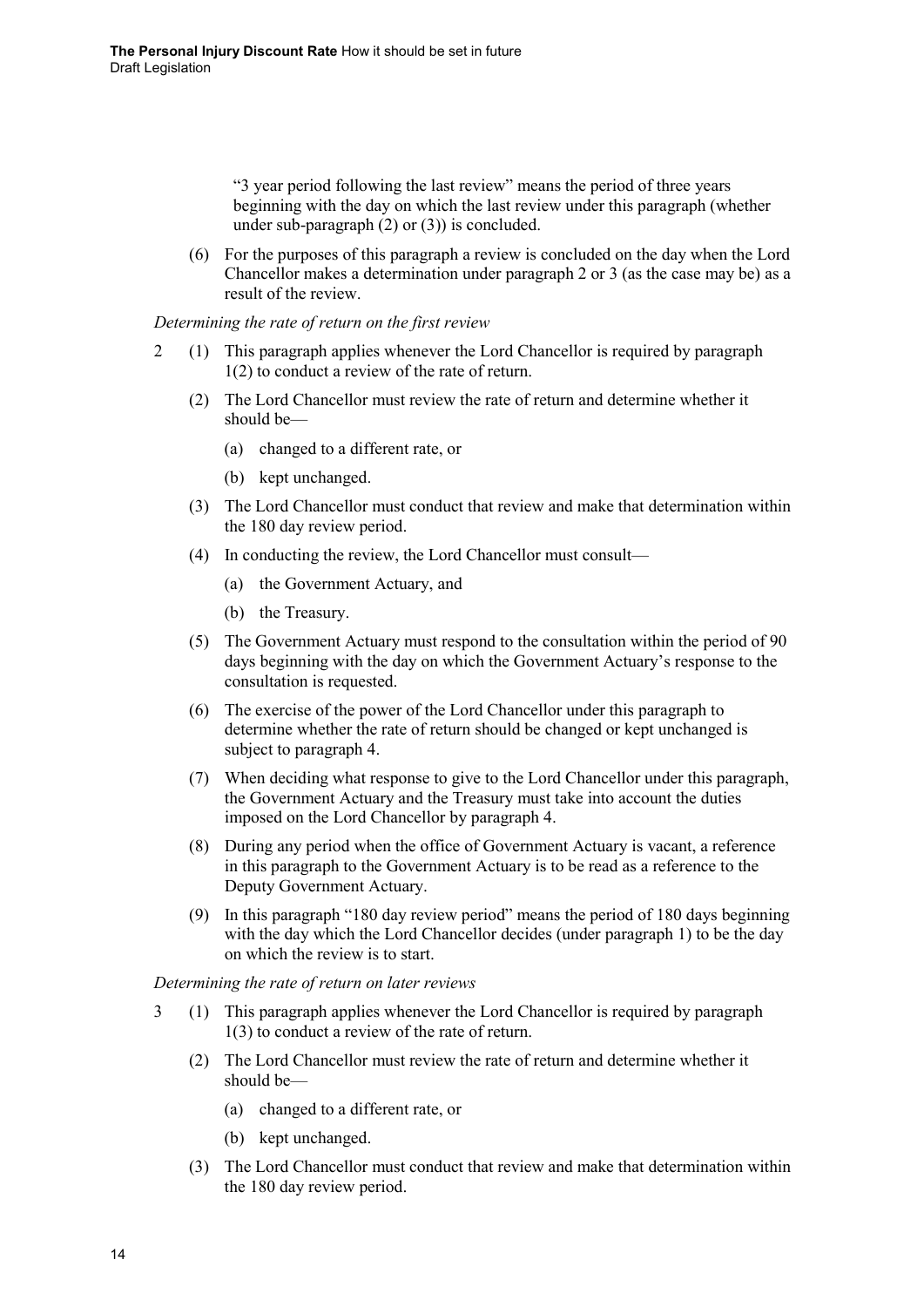"3 year period following the last review" means the period of three years beginning with the day on which the last review under this paragraph (whether under sub-paragraph (2) or (3)) is concluded.

(6) For the purposes of this paragraph a review is concluded on the day when the Lord Chancellor makes a determination under paragraph 2 or 3 (as the case may be) as a result of the review.

*Determining the rate of return on the first review*

2 (1) This paragraph applies whenever the Lord Chancellor is required by paragraph 1(2) to conduct a review of the rate of return.

(2) The Lord Chancellor must review the rate of return and determine whether it should be—

(a) changed to a different rate, or

(b) kept unchanged.

(3) The Lord Chancellor must conduct that review and make that determination within the 180 day review period.

(4) In conducting the review, the Lord Chancellor must consult—

(a) the Government Actuary, and

(b) the Treasury.

(5) The Government Actuary must respond to the consultation within the period of 90 days beginning with the day on which the Government Actuary's response to the consultation is requested.

(6) The exercise of the power of the Lord Chancellor under this paragraph to determine whether the rate of return should be changed or kept unchanged is subject to paragraph 4.

(7) When deciding what response to give to the Lord Chancellor under this paragraph, the Government Actuary and the Treasury must take into account the duties imposed on the Lord Chancellor by paragraph 4.

(8) During any period when the office of Government Actuary is vacant, a reference in this paragraph to the Government Actuary is to be read as a reference to the Deputy Government Actuary.

(9) In this paragraph "180 day review period" means the period of 180 days beginning with the day which the Lord Chancellor decides (under paragraph 1) to be the day on which the review is to start.

*Determining the rate of return on later reviews*

3 (1) This paragraph applies whenever the Lord Chancellor is required by paragraph 1(3) to conduct a review of the rate of return.

(2) The Lord Chancellor must review the rate of return and determine whether it should be—

(a) changed to a different rate, or

(b) kept unchanged.

(3) The Lord Chancellor must conduct that review and make that determination within the 180 day review period.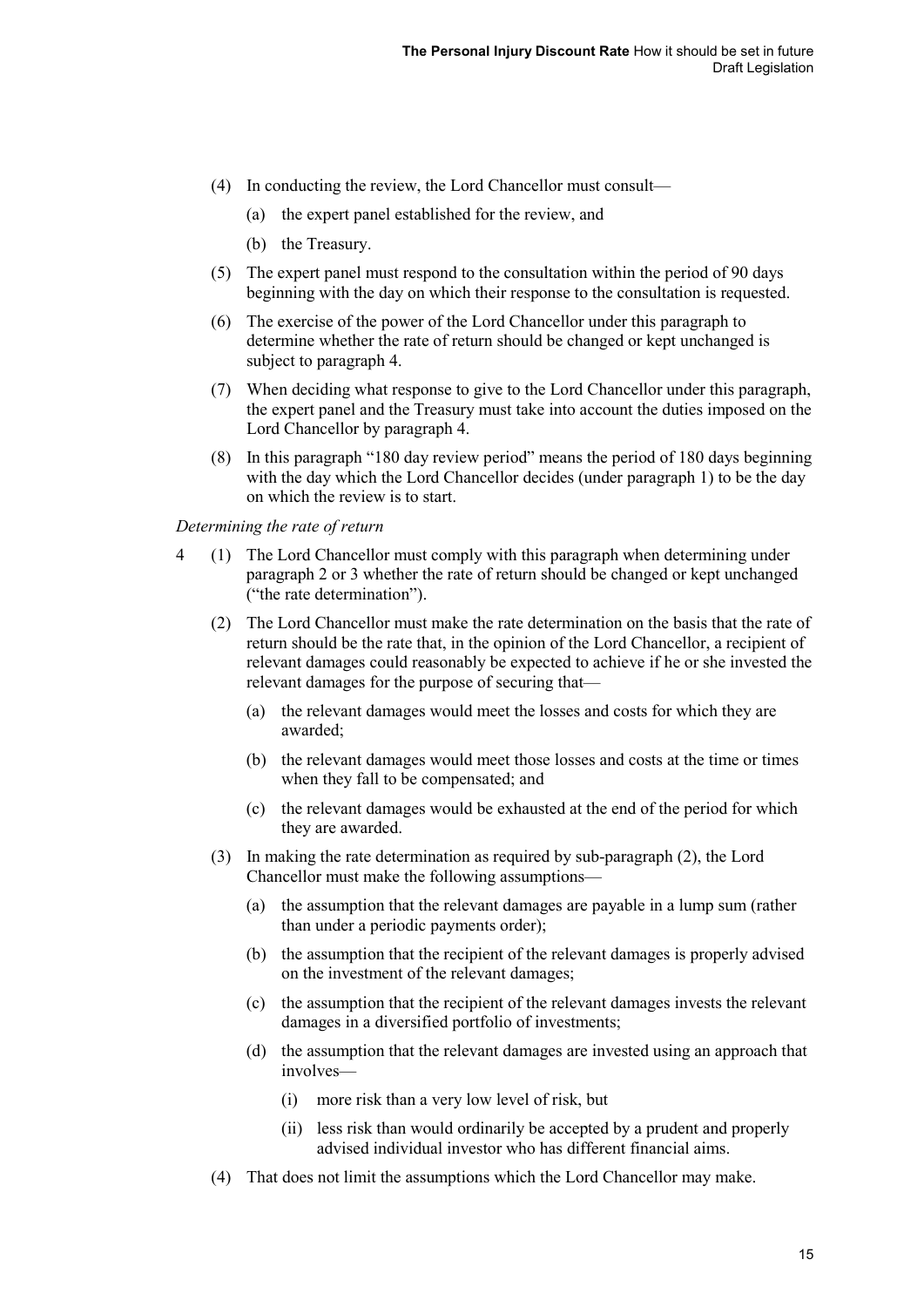(4) In conducting the review, the Lord Chancellor must consult—

(a) the expert panel established for the review, and

(b) the Treasury.

(5) The expert panel must respond to the consultation within the period of 90 days beginning with the day on which their response to the consultation is requested.

(6) The exercise of the power of the Lord Chancellor under this paragraph to determine whether the rate of return should be changed or kept unchanged is subject to paragraph 4.

(7) When deciding what response to give to the Lord Chancellor under this paragraph, the expert panel and the Treasury must take into account the duties imposed on the Lord Chancellor by paragraph 4.

(8) In this paragraph "180 day review period" means the period of 180 days beginning with the day which the Lord Chancellor decides (under paragraph 1) to be the day on which the review is to start.

*Determining the rate of return*

4 (1) The Lord Chancellor must comply with this paragraph when determining under paragraph 2 or 3 whether the rate of return should be changed or kept unchanged ("the rate determination").

(2) The Lord Chancellor must make the rate determination on the basis that the rate of return should be the rate that, in the opinion of the Lord Chancellor, a recipient of relevant damages could reasonably be expected to achieve if he or she invested the relevant damages for the purpose of securing that—

(a) the relevant damages would meet the losses and costs for which they are awarded;

(b) the relevant damages would meet those losses and costs at the time or times when they fall to be compensated; and

(c) the relevant damages would be exhausted at the end of the period for which they are awarded.

(3) In making the rate determination as required by sub-paragraph (2), the Lord Chancellor must make the following assumptions—

(a) the assumption that the relevant damages are payable in a lump sum (rather than under a periodic payments order);

(b) the assumption that the recipient of the relevant damages is properly advised on the investment of the relevant damages;

(c) the assumption that the recipient of the relevant damages invests the relevant damages in a diversified portfolio of investments;

(d) the assumption that the relevant damages are invested using an approach that involves—

(i) more risk than a very low level of risk, but

(ii) less risk than would ordinarily be accepted by a prudent and properly advised individual investor who has different financial aims.

(4) That does not limit the assumptions which the Lord Chancellor may make.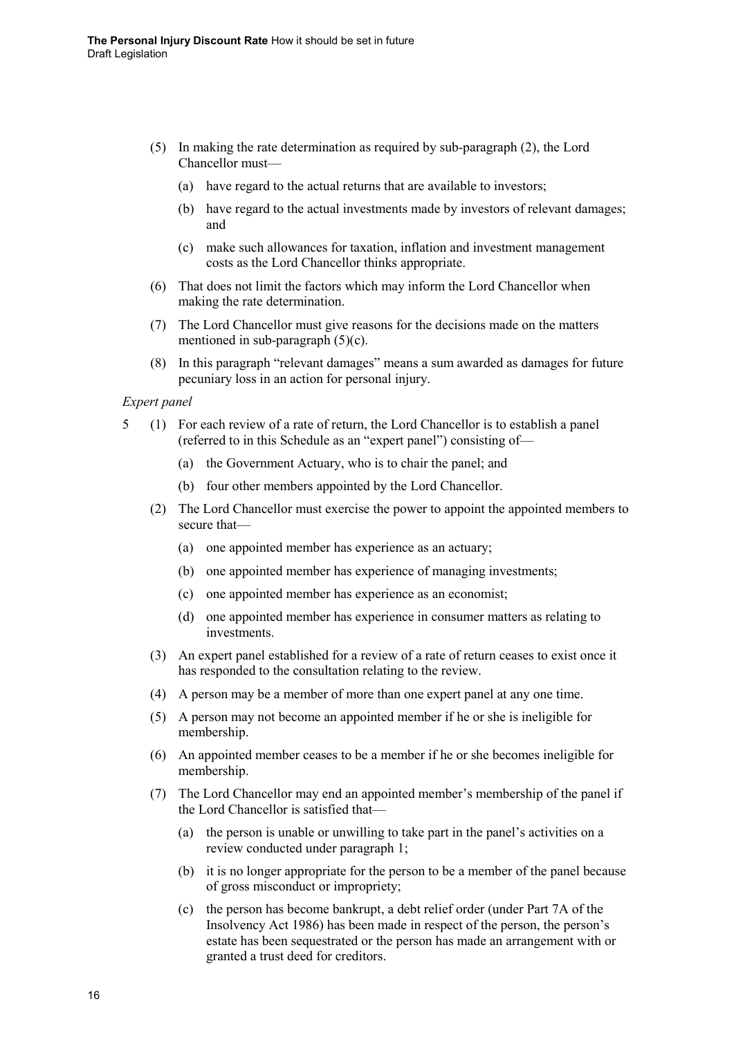(5) In making the rate determination as required by sub-paragraph (2), the Lord Chancellor must—

  (a) have regard to the actual returns that are available to investors;

  (b) have regard to the actual investments made by investors of relevant damages; and

  (c) make such allowances for taxation, inflation and investment management costs as the Lord Chancellor thinks appropriate.

(6) That does not limit the factors which may inform the Lord Chancellor when making the rate determination.

(7) The Lord Chancellor must give reasons for the decisions made on the matters mentioned in sub-paragraph (5)(c).

(8) In this paragraph "relevant damages" means a sum awarded as damages for future pecuniary loss in an action for personal injury.

*Expert panel*

5 (1) For each review of a rate of return, the Lord Chancellor is to establish a panel (referred to in this Schedule as an "expert panel") consisting of—

  (a) the Government Actuary, who is to chair the panel; and

  (b) four other members appointed by the Lord Chancellor.

(2) The Lord Chancellor must exercise the power to appoint the appointed members to secure that—

  (a) one appointed member has experience as an actuary;

  (b) one appointed member has experience of managing investments;

  (c) one appointed member has experience as an economist;

  (d) one appointed member has experience in consumer matters as relating to investments.

(3) An expert panel established for a review of a rate of return ceases to exist once it has responded to the consultation relating to the review.

(4) A person may be a member of more than one expert panel at any one time.

(5) A person may not become an appointed member if he or she is ineligible for membership.

(6) An appointed member ceases to be a member if he or she becomes ineligible for membership.

(7) The Lord Chancellor may end an appointed member's membership of the panel if the Lord Chancellor is satisfied that—

  (a) the person is unable or unwilling to take part in the panel's activities on a review conducted under paragraph 1;

  (b) it is no longer appropriate for the person to be a member of the panel because of gross misconduct or impropriety;

  (c) the person has become bankrupt, a debt relief order (under Part 7A of the Insolvency Act 1986) has been made in respect of the person, the person's estate has been sequestrated or the person has made an arrangement with or granted a trust deed for creditors.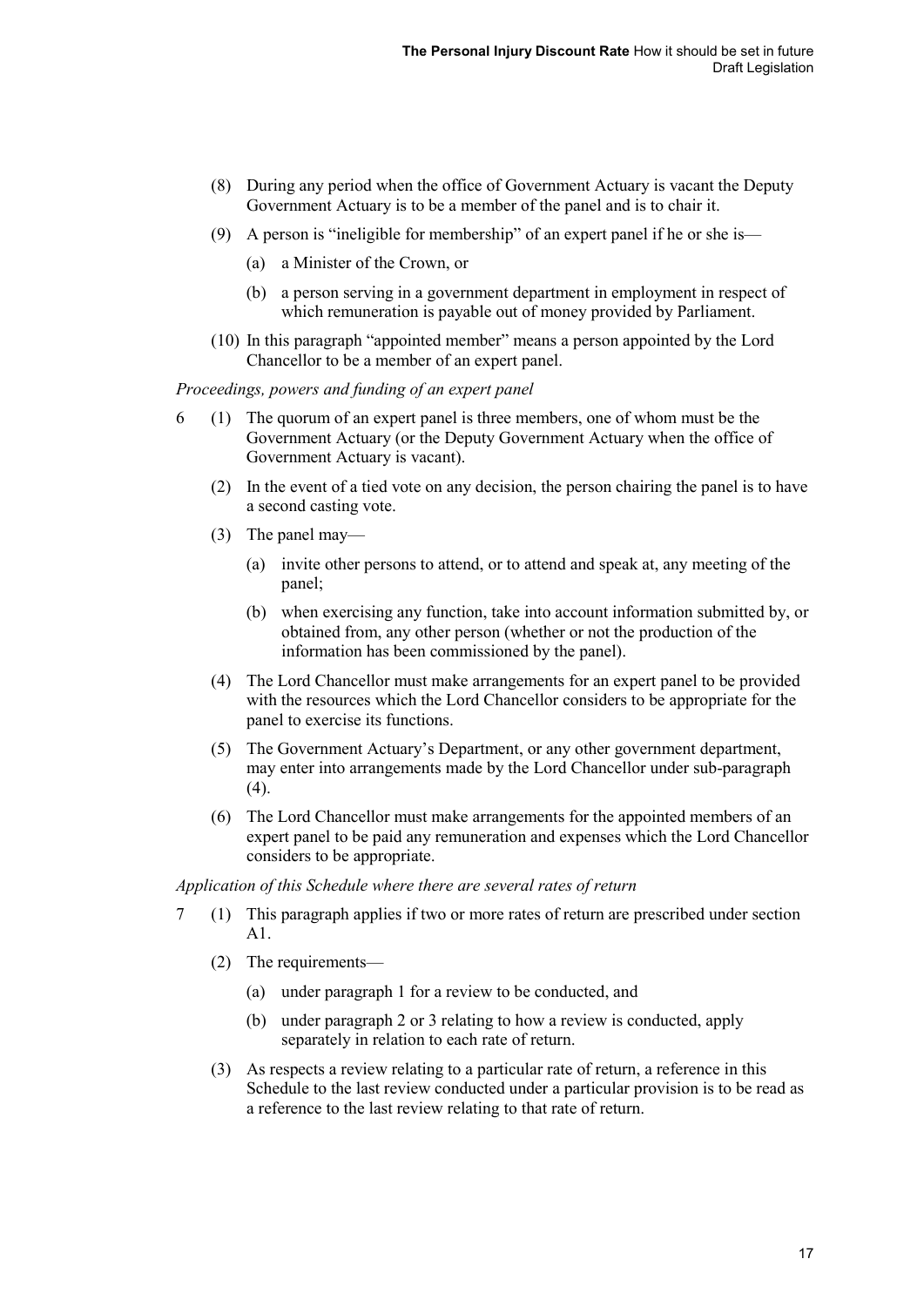(8) During any period when the office of Government Actuary is vacant the Deputy Government Actuary is to be a member of the panel and is to chair it.

(9) A person is "ineligible for membership" of an expert panel if he or she is—

(a) a Minister of the Crown, or

(b) a person serving in a government department in employment in respect of which remuneration is payable out of money provided by Parliament.

(10) In this paragraph "appointed member" means a person appointed by the Lord Chancellor to be a member of an expert panel.

*Proceedings, powers and funding of an expert panel*

6 (1) The quorum of an expert panel is three members, one of whom must be the Government Actuary (or the Deputy Government Actuary when the office of Government Actuary is vacant).

(2) In the event of a tied vote on any decision, the person chairing the panel is to have a second casting vote.

(3) The panel may—

(a) invite other persons to attend, or to attend and speak at, any meeting of the panel;

(b) when exercising any function, take into account information submitted by, or obtained from, any other person (whether or not the production of the information has been commissioned by the panel).

(4) The Lord Chancellor must make arrangements for an expert panel to be provided with the resources which the Lord Chancellor considers to be appropriate for the panel to exercise its functions.

(5) The Government Actuary's Department, or any other government department, may enter into arrangements made by the Lord Chancellor under sub-paragraph (4).

(6) The Lord Chancellor must make arrangements for the appointed members of an expert panel to be paid any remuneration and expenses which the Lord Chancellor considers to be appropriate.

*Application of this Schedule where there are several rates of return*

7 (1) This paragraph applies if two or more rates of return are prescribed under section A1.

(2) The requirements—

(a) under paragraph 1 for a review to be conducted, and

(b) under paragraph 2 or 3 relating to how a review is conducted, apply separately in relation to each rate of return.

(3) As respects a review relating to a particular rate of return, a reference in this Schedule to the last review conducted under a particular provision is to be read as a reference to the last review relating to that rate of return.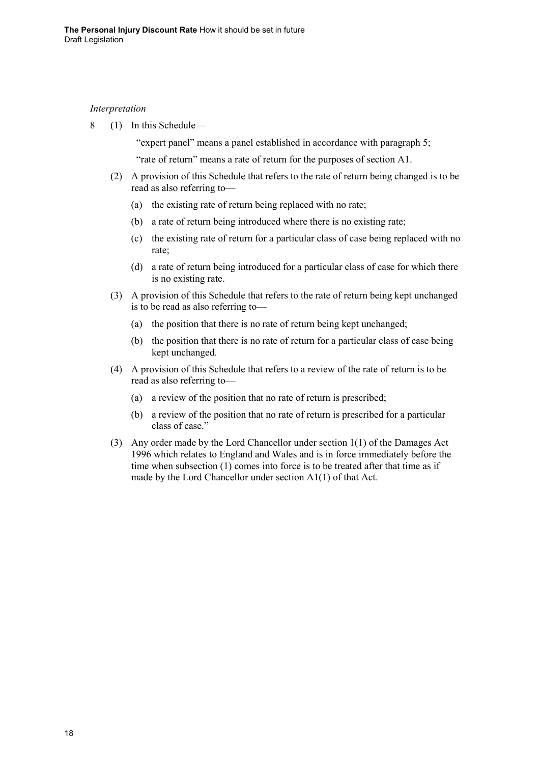*Interpretation*

8 (1) In this Schedule—

"expert panel" means a panel established in accordance with paragraph 5;

"rate of return" means a rate of return for the purposes of section A1.

(2) A provision of this Schedule that refers to the rate of return being changed is to be read as also referring to—

(a) the existing rate of return being replaced with no rate;

(b) a rate of return being introduced where there is no existing rate;

(c) the existing rate of return for a particular class of case being replaced with no rate;

(d) a rate of return being introduced for a particular class of case for which there is no existing rate.

(3) A provision of this Schedule that refers to the rate of return being kept unchanged is to be read as also referring to—

(a) the position that there is no rate of return being kept unchanged;

(b) the position that there is no rate of return for a particular class of case being kept unchanged.

(4) A provision of this Schedule that refers to a review of the rate of return is to be read as also referring to—

(a) a review of the position that no rate of return is prescribed;

(b) a review of the position that no rate of return is prescribed for a particular class of case."

(3) Any order made by the Lord Chancellor under section 1(1) of the Damages Act 1996 which relates to England and Wales and is in force immediately before the time when subsection (1) comes into force is to be treated after that time as if made by the Lord Chancellor under section A1(1) of that Act.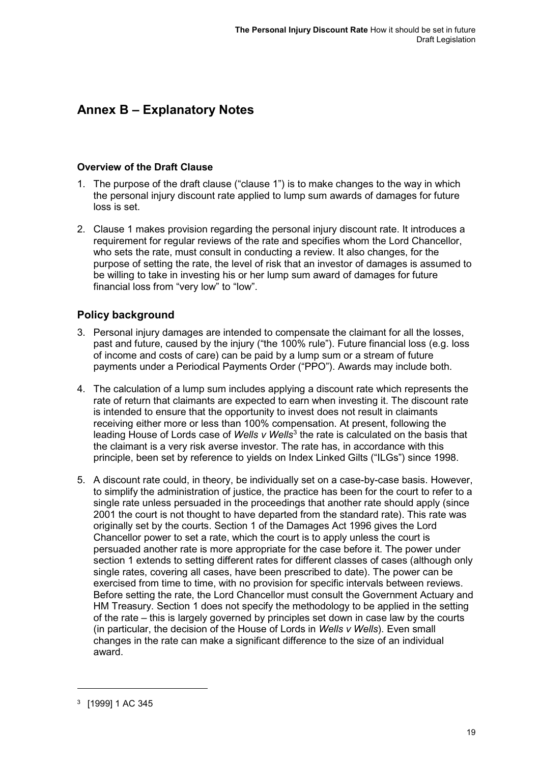# Annex B – Explanatory Notes

### Overview of the Draft Clause

1. The purpose of the draft clause ("clause 1") is to make changes to the way in which the personal injury discount rate applied to lump sum awards of damages for future loss is set.

2. Clause 1 makes provision regarding the personal injury discount rate. It introduces a requirement for regular reviews of the rate and specifies whom the Lord Chancellor, who sets the rate, must consult in conducting a review. It also changes, for the purpose of setting the rate, the level of risk that an investor of damages is assumed to be willing to take in investing his or her lump sum award of damages for future financial loss from "very low" to "low".

## Policy background

3. Personal injury damages are intended to compensate the claimant for all the losses, past and future, caused by the injury ("the 100% rule"). Future financial loss (e.g. loss of income and costs of care) can be paid by a lump sum or a stream of future payments under a Periodical Payments Order ("PPO"). Awards may include both.

4. The calculation of a lump sum includes applying a discount rate which represents the rate of return that claimants are expected to earn when investing it. The discount rate is intended to ensure that the opportunity to invest does not result in claimants receiving either more or less than 100% compensation. At present, following the leading House of Lords case of *Wells v Wells*[3] the rate is calculated on the basis that the claimant is a very risk averse investor. The rate has, in accordance with this principle, been set by reference to yields on Index Linked Gilts ("ILGs") since 1998.

5. A discount rate could, in theory, be individually set on a case-by-case basis. However, to simplify the administration of justice, the practice has been for the court to refer to a single rate unless persuaded in the proceedings that another rate should apply (since 2001 the court is not thought to have departed from the standard rate). This rate was originally set by the courts. Section 1 of the Damages Act 1996 gives the Lord Chancellor power to set a rate, which the court is to apply unless the court is persuaded another rate is more appropriate for the case before it. The power under section 1 extends to setting different rates for different classes of cases (although only single rates, covering all cases, have been prescribed to date). The power can be exercised from time to time, with no provision for specific intervals between reviews. Before setting the rate, the Lord Chancellor must consult the Government Actuary and HM Treasury. Section 1 does not specify the methodology to be applied in the setting of the rate – this is largely governed by principles set down in case law by the courts (in particular, the decision of the House of Lords in *Wells v Wells*). Even small changes in the rate can make a significant difference to the size of an individual award.

[3] [1999] 1 AC 345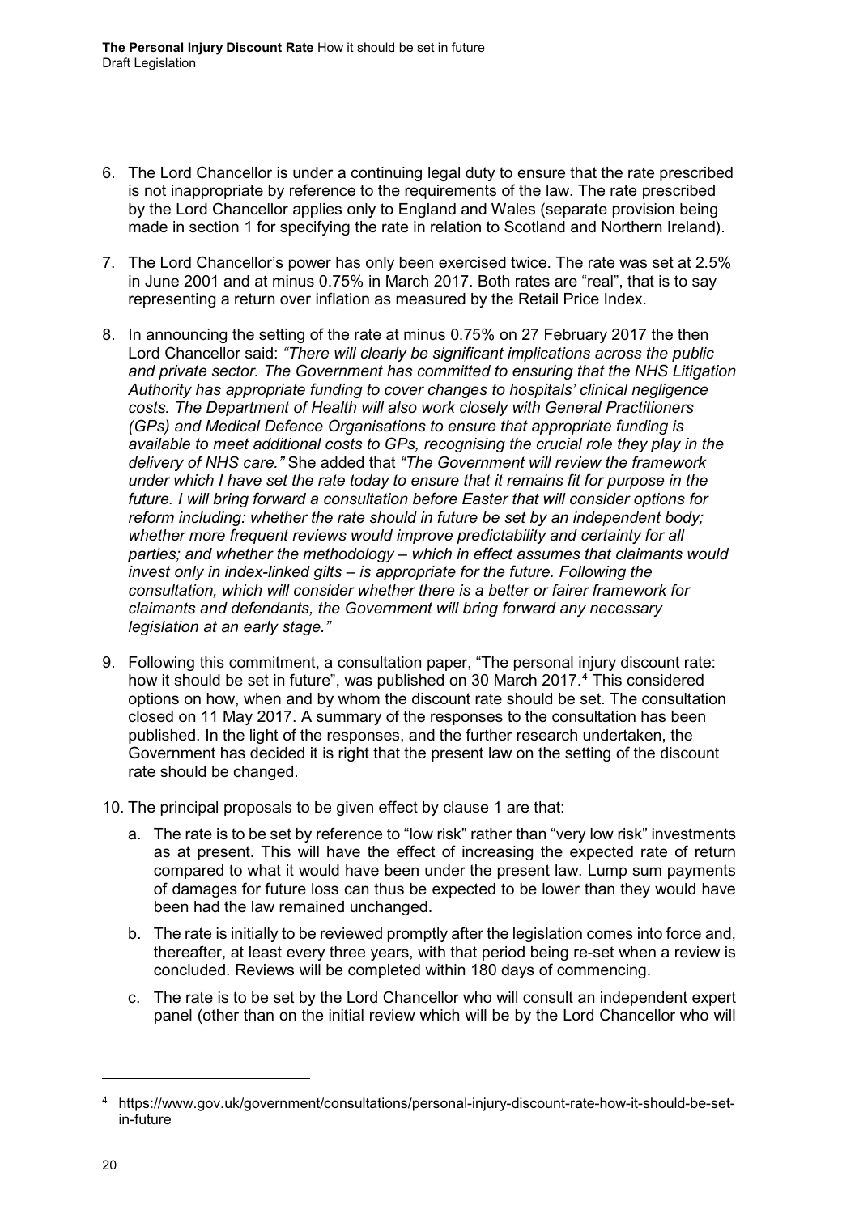6. The Lord Chancellor is under a continuing legal duty to ensure that the rate prescribed is not inappropriate by reference to the requirements of the law. The rate prescribed by the Lord Chancellor applies only to England and Wales (separate provision being made in section 1 for specifying the rate in relation to Scotland and Northern Ireland).

7. The Lord Chancellor's power has only been exercised twice. The rate was set at 2.5% in June 2001 and at minus 0.75% in March 2017. Both rates are "real", that is to say representing a return over inflation as measured by the Retail Price Index.

8. In announcing the setting of the rate at minus 0.75% on 27 February 2017 the then Lord Chancellor said: *"There will clearly be significant implications across the public and private sector. The Government has committed to ensuring that the NHS Litigation Authority has appropriate funding to cover changes to hospitals' clinical negligence costs. The Department of Health will also work closely with General Practitioners (GPs) and Medical Defence Organisations to ensure that appropriate funding is available to meet additional costs to GPs, recognising the crucial role they play in the delivery of NHS care."* She added that *"The Government will review the framework under which I have set the rate today to ensure that it remains fit for purpose in the future. I will bring forward a consultation before Easter that will consider options for reform including: whether the rate should in future be set by an independent body; whether more frequent reviews would improve predictability and certainty for all parties; and whether the methodology – which in effect assumes that claimants would invest only in index-linked gilts – is appropriate for the future. Following the consultation, which will consider whether there is a better or fairer framework for claimants and defendants, the Government will bring forward any necessary legislation at an early stage."*

9. Following this commitment, a consultation paper, "The personal injury discount rate: how it should be set in future", was published on 30 March 2017.[4] This considered options on how, when and by whom the discount rate should be set. The consultation closed on 11 May 2017. A summary of the responses to the consultation has been published. In the light of the responses, and the further research undertaken, the Government has decided it is right that the present law on the setting of the discount rate should be changed.

10. The principal proposals to be given effect by clause 1 are that:

    a. The rate is to be set by reference to "low risk" rather than "very low risk" investments as at present. This will have the effect of increasing the expected rate of return compared to what it would have been under the present law. Lump sum payments of damages for future loss can thus be expected to be lower than they would have been had the law remained unchanged.

    b. The rate is initially to be reviewed promptly after the legislation comes into force and, thereafter, at least every three years, with that period being re-set when a review is concluded. Reviews will be completed within 180 days of commencing.

    c. The rate is to be set by the Lord Chancellor who will consult an independent expert panel (other than on the initial review which will be by the Lord Chancellor who will

[4] https://www.gov.uk/government/consultations/personal-injury-discount-rate-how-it-should-be-set-in-future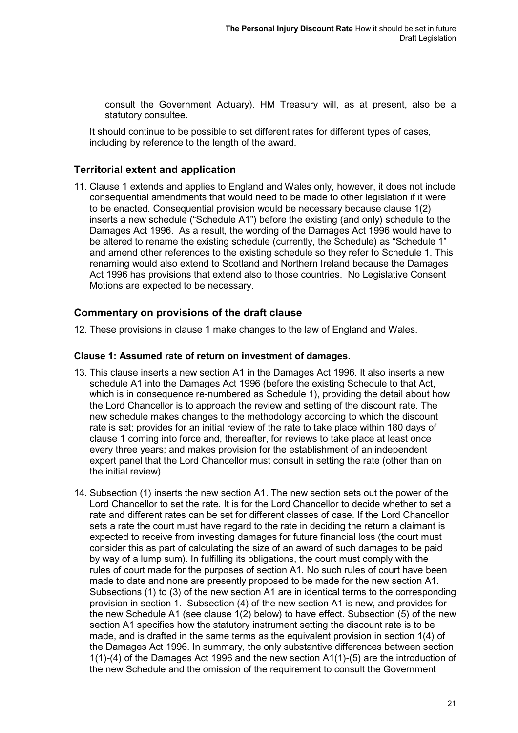consult the Government Actuary). HM Treasury will, as at present, also be a statutory consultee.

It should continue to be possible to set different rates for different types of cases, including by reference to the length of the award.

## Territorial extent and application

11. Clause 1 extends and applies to England and Wales only, however, it does not include consequential amendments that would need to be made to other legislation if it were to be enacted. Consequential provision would be necessary because clause 1(2) inserts a new schedule ("Schedule A1") before the existing (and only) schedule to the Damages Act 1996. As a result, the wording of the Damages Act 1996 would have to be altered to rename the existing schedule (currently, the Schedule) as "Schedule 1" and amend other references to the existing schedule so they refer to Schedule 1. This renaming would also extend to Scotland and Northern Ireland because the Damages Act 1996 has provisions that extend also to those countries. No Legislative Consent Motions are expected to be necessary.

## Commentary on provisions of the draft clause

12. These provisions in clause 1 make changes to the law of England and Wales.

### Clause 1: Assumed rate of return on investment of damages.

13. This clause inserts a new section A1 in the Damages Act 1996. It also inserts a new schedule A1 into the Damages Act 1996 (before the existing Schedule to that Act, which is in consequence re-numbered as Schedule 1), providing the detail about how the Lord Chancellor is to approach the review and setting of the discount rate. The new schedule makes changes to the methodology according to which the discount rate is set; provides for an initial review of the rate to take place within 180 days of clause 1 coming into force and, thereafter, for reviews to take place at least once every three years; and makes provision for the establishment of an independent expert panel that the Lord Chancellor must consult in setting the rate (other than on the initial review).

14. Subsection (1) inserts the new section A1. The new section sets out the power of the Lord Chancellor to set the rate. It is for the Lord Chancellor to decide whether to set a rate and different rates can be set for different classes of case. If the Lord Chancellor sets a rate the court must have regard to the rate in deciding the return a claimant is expected to receive from investing damages for future financial loss (the court must consider this as part of calculating the size of an award of such damages to be paid by way of a lump sum). In fulfilling its obligations, the court must comply with the rules of court made for the purposes of section A1. No such rules of court have been made to date and none are presently proposed to be made for the new section A1. Subsections (1) to (3) of the new section A1 are in identical terms to the corresponding provision in section 1. Subsection (4) of the new section A1 is new, and provides for the new Schedule A1 (see clause 1(2) below) to have effect. Subsection (5) of the new section A1 specifies how the statutory instrument setting the discount rate is to be made, and is drafted in the same terms as the equivalent provision in section 1(4) of the Damages Act 1996. In summary, the only substantive differences between section 1(1)-(4) of the Damages Act 1996 and the new section A1(1)-(5) are the introduction of the new Schedule and the omission of the requirement to consult the Government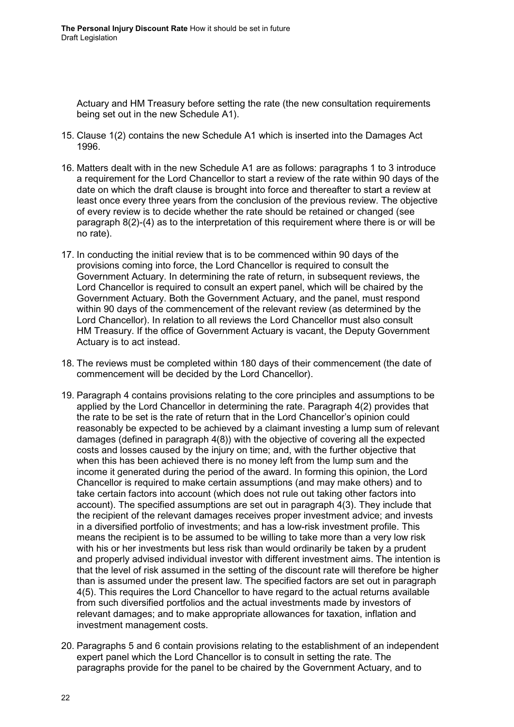Actuary and HM Treasury before setting the rate (the new consultation requirements being set out in the new Schedule A1).

15. Clause 1(2) contains the new Schedule A1 which is inserted into the Damages Act 1996.

16. Matters dealt with in the new Schedule A1 are as follows: paragraphs 1 to 3 introduce a requirement for the Lord Chancellor to start a review of the rate within 90 days of the date on which the draft clause is brought into force and thereafter to start a review at least once every three years from the conclusion of the previous review. The objective of every review is to decide whether the rate should be retained or changed (see paragraph 8(2)-(4) as to the interpretation of this requirement where there is or will be no rate).

17. In conducting the initial review that is to be commenced within 90 days of the provisions coming into force, the Lord Chancellor is required to consult the Government Actuary. In determining the rate of return, in subsequent reviews, the Lord Chancellor is required to consult an expert panel, which will be chaired by the Government Actuary. Both the Government Actuary, and the panel, must respond within 90 days of the commencement of the relevant review (as determined by the Lord Chancellor). In relation to all reviews the Lord Chancellor must also consult HM Treasury. If the office of Government Actuary is vacant, the Deputy Government Actuary is to act instead.

18. The reviews must be completed within 180 days of their commencement (the date of commencement will be decided by the Lord Chancellor).

19. Paragraph 4 contains provisions relating to the core principles and assumptions to be applied by the Lord Chancellor in determining the rate. Paragraph 4(2) provides that the rate to be set is the rate of return that in the Lord Chancellor's opinion could reasonably be expected to be achieved by a claimant investing a lump sum of relevant damages (defined in paragraph 4(8)) with the objective of covering all the expected costs and losses caused by the injury on time; and, with the further objective that when this has been achieved there is no money left from the lump sum and the income it generated during the period of the award. In forming this opinion, the Lord Chancellor is required to make certain assumptions (and may make others) and to take certain factors into account (which does not rule out taking other factors into account). The specified assumptions are set out in paragraph 4(3). They include that the recipient of the relevant damages receives proper investment advice; and invests in a diversified portfolio of investments; and has a low-risk investment profile. This means the recipient is to be assumed to be willing to take more than a very low risk with his or her investments but less risk than would ordinarily be taken by a prudent and properly advised individual investor with different investment aims. The intention is that the level of risk assumed in the setting of the discount rate will therefore be higher than is assumed under the present law. The specified factors are set out in paragraph 4(5). This requires the Lord Chancellor to have regard to the actual returns available from such diversified portfolios and the actual investments made by investors of relevant damages; and to make appropriate allowances for taxation, inflation and investment management costs.

20. Paragraphs 5 and 6 contain provisions relating to the establishment of an independent expert panel which the Lord Chancellor is to consult in setting the rate. The paragraphs provide for the panel to be chaired by the Government Actuary, and to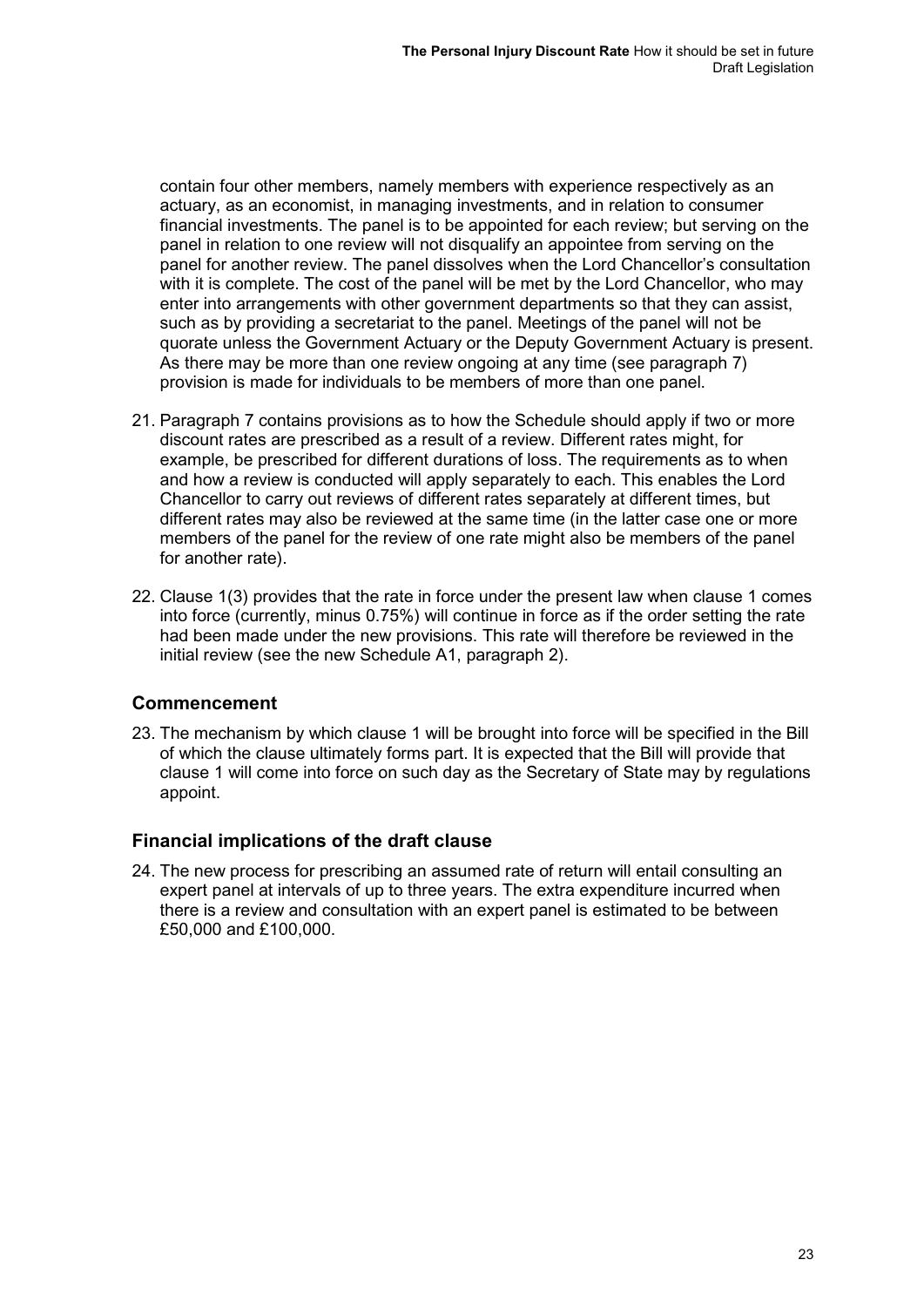contain four other members, namely members with experience respectively as an actuary, as an economist, in managing investments, and in relation to consumer financial investments. The panel is to be appointed for each review; but serving on the panel in relation to one review will not disqualify an appointee from serving on the panel for another review. The panel dissolves when the Lord Chancellor's consultation with it is complete. The cost of the panel will be met by the Lord Chancellor, who may enter into arrangements with other government departments so that they can assist, such as by providing a secretariat to the panel. Meetings of the panel will not be quorate unless the Government Actuary or the Deputy Government Actuary is present. As there may be more than one review ongoing at any time (see paragraph 7) provision is made for individuals to be members of more than one panel.

21. Paragraph 7 contains provisions as to how the Schedule should apply if two or more discount rates are prescribed as a result of a review. Different rates might, for example, be prescribed for different durations of loss. The requirements as to when and how a review is conducted will apply separately to each. This enables the Lord Chancellor to carry out reviews of different rates separately at different times, but different rates may also be reviewed at the same time (in the latter case one or more members of the panel for the review of one rate might also be members of the panel for another rate).

22. Clause 1(3) provides that the rate in force under the present law when clause 1 comes into force (currently, minus 0.75%) will continue in force as if the order setting the rate had been made under the new provisions. This rate will therefore be reviewed in the initial review (see the new Schedule A1, paragraph 2).

## Commencement

23. The mechanism by which clause 1 will be brought into force will be specified in the Bill of which the clause ultimately forms part. It is expected that the Bill will provide that clause 1 will come into force on such day as the Secretary of State may by regulations appoint.

## Financial implications of the draft clause

24. The new process for prescribing an assumed rate of return will entail consulting an expert panel at intervals of up to three years. The extra expenditure incurred when there is a review and consultation with an expert panel is estimated to be between £50,000 and £100,000.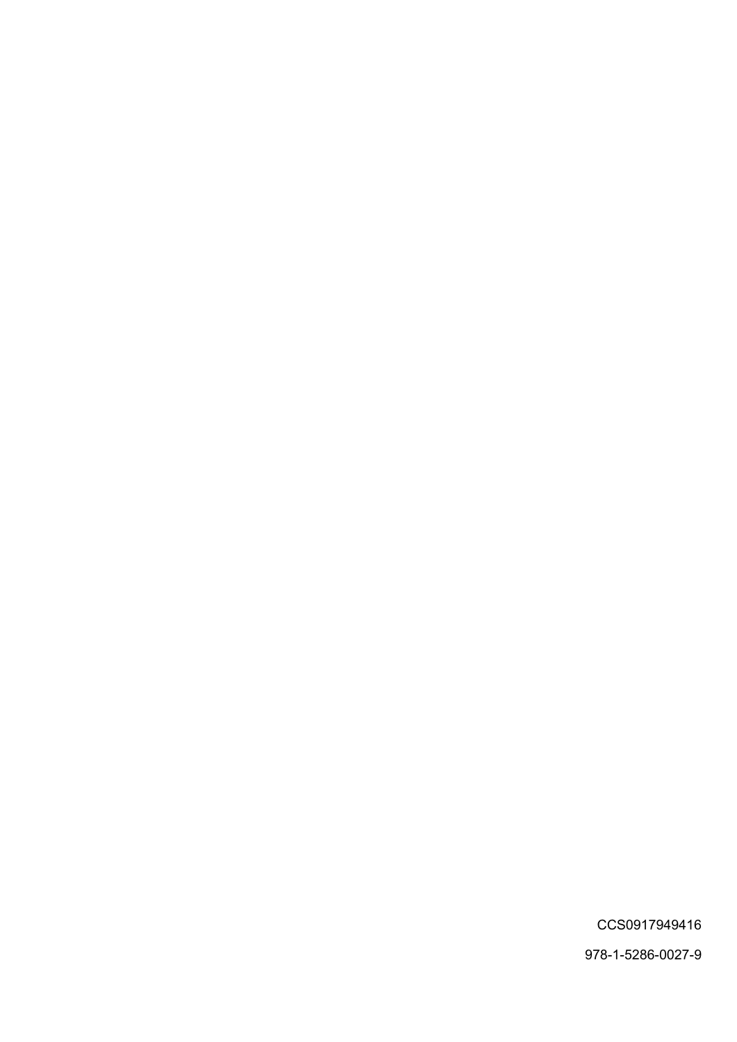CCS0917949416

978-1-5286-0027-9